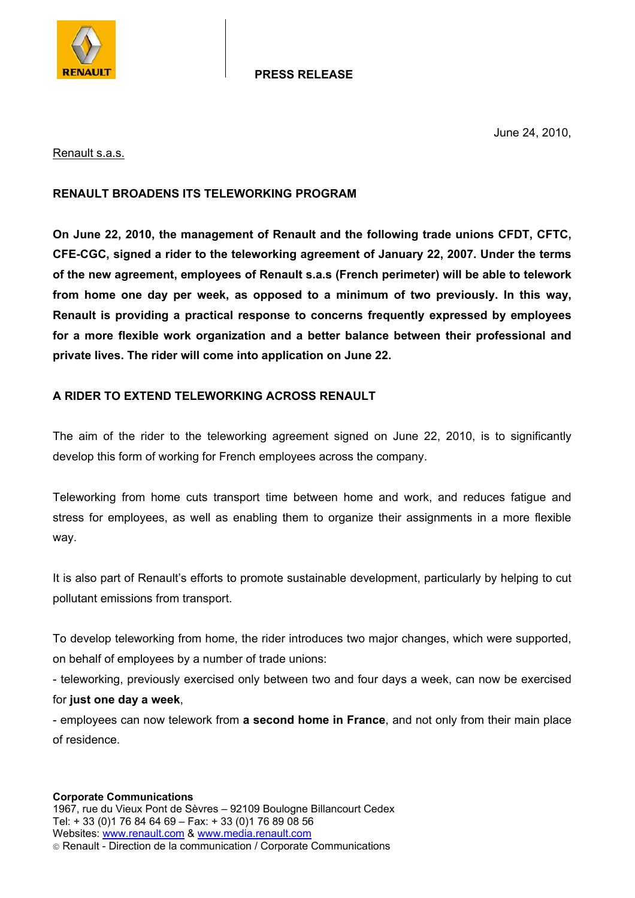**PRESS RELEASE**

June 24, 2010,

Renault s.a.s.

## RENAULT BROADENS ITS TELEWORKING PROGRAM

**On June 22, 2010, the management of Renault and the following trade unions CFDT, CFTC, CFE-CGC, signed a rider to the teleworking agreement of January 22, 2007. Under the terms of the new agreement, employees of Renault s.a.s (French perimeter) will be able to telework from home one day per week, as opposed to a minimum of two previously. In this way, Renault is providing a practical response to concerns frequently expressed by employees for a more flexible work organization and a better balance between their professional and private lives. The rider will come into application on June 22.**

### A RIDER TO EXTEND TELEWORKING ACROSS RENAULT

The aim of the rider to the teleworking agreement signed on June 22, 2010, is to significantly develop this form of working for French employees across the company.

Teleworking from home cuts transport time between home and work, and reduces fatigue and stress for employees, as well as enabling them to organize their assignments in a more flexible way.

It is also part of Renault's efforts to promote sustainable development, particularly by helping to cut pollutant emissions from transport.

To develop teleworking from home, the rider introduces two major changes, which were supported, on behalf of employees by a number of trade unions:

- teleworking, previously exercised only between two and four days a week, can now be exercised for **just one day a week**,
- employees can now telework from **a second home in France**, and not only from their main place of residence.

**Corporate Communications**
1967, rue du Vieux Pont de Sèvres – 92109 Boulogne Billancourt Cedex
Tel: + 33 (0)1 76 84 64 69 – Fax: + 33 (0)1 76 89 08 56
Websites: www.renault.com & www.media.renault.com
© Renault - Direction de la communication / Corporate Communications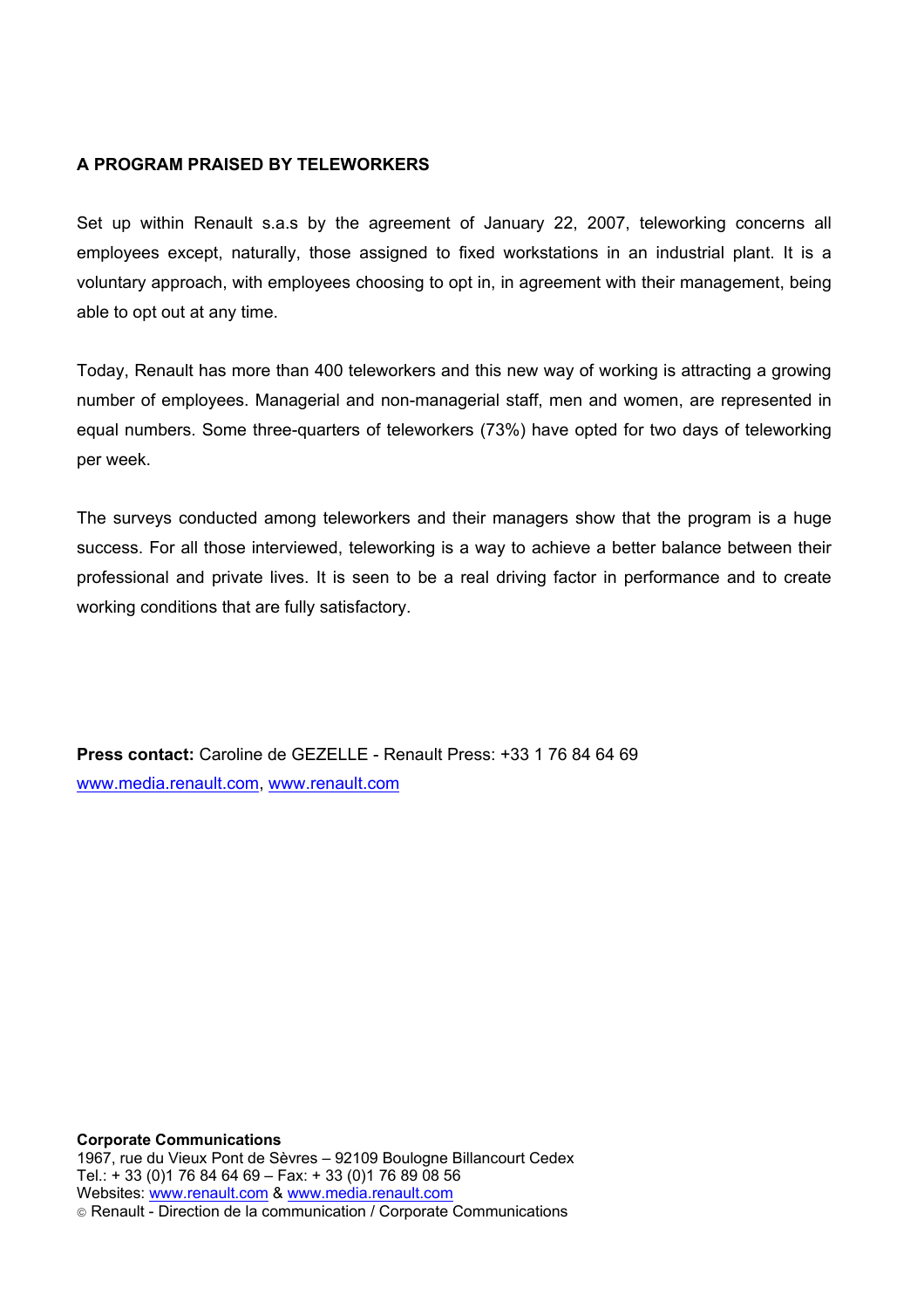## A PROGRAM PRAISED BY TELEWORKERS

Set up within Renault s.a.s by the agreement of January 22, 2007, teleworking concerns all employees except, naturally, those assigned to fixed workstations in an industrial plant. It is a voluntary approach, with employees choosing to opt in, in agreement with their management, being able to opt out at any time.

Today, Renault has more than 400 teleworkers and this new way of working is attracting a growing number of employees. Managerial and non-managerial staff, men and women, are represented in equal numbers. Some three-quarters of teleworkers (73%) have opted for two days of teleworking per week.

The surveys conducted among teleworkers and their managers show that the program is a huge success. For all those interviewed, teleworking is a way to achieve a better balance between their professional and private lives. It is seen to be a real driving factor in performance and to create working conditions that are fully satisfactory.

**Press contact:** Caroline de GEZELLE - Renault Press: +33 1 76 84 64 69
www.media.renault.com, www.renault.com

**Corporate Communications**
1967, rue du Vieux Pont de Sèvres – 92109 Boulogne Billancourt Cedex
Tel.: + 33 (0)1 76 84 64 69 – Fax: + 33 (0)1 76 89 08 56
Websites: www.renault.com & www.media.renault.com
© Renault - Direction de la communication / Corporate Communications